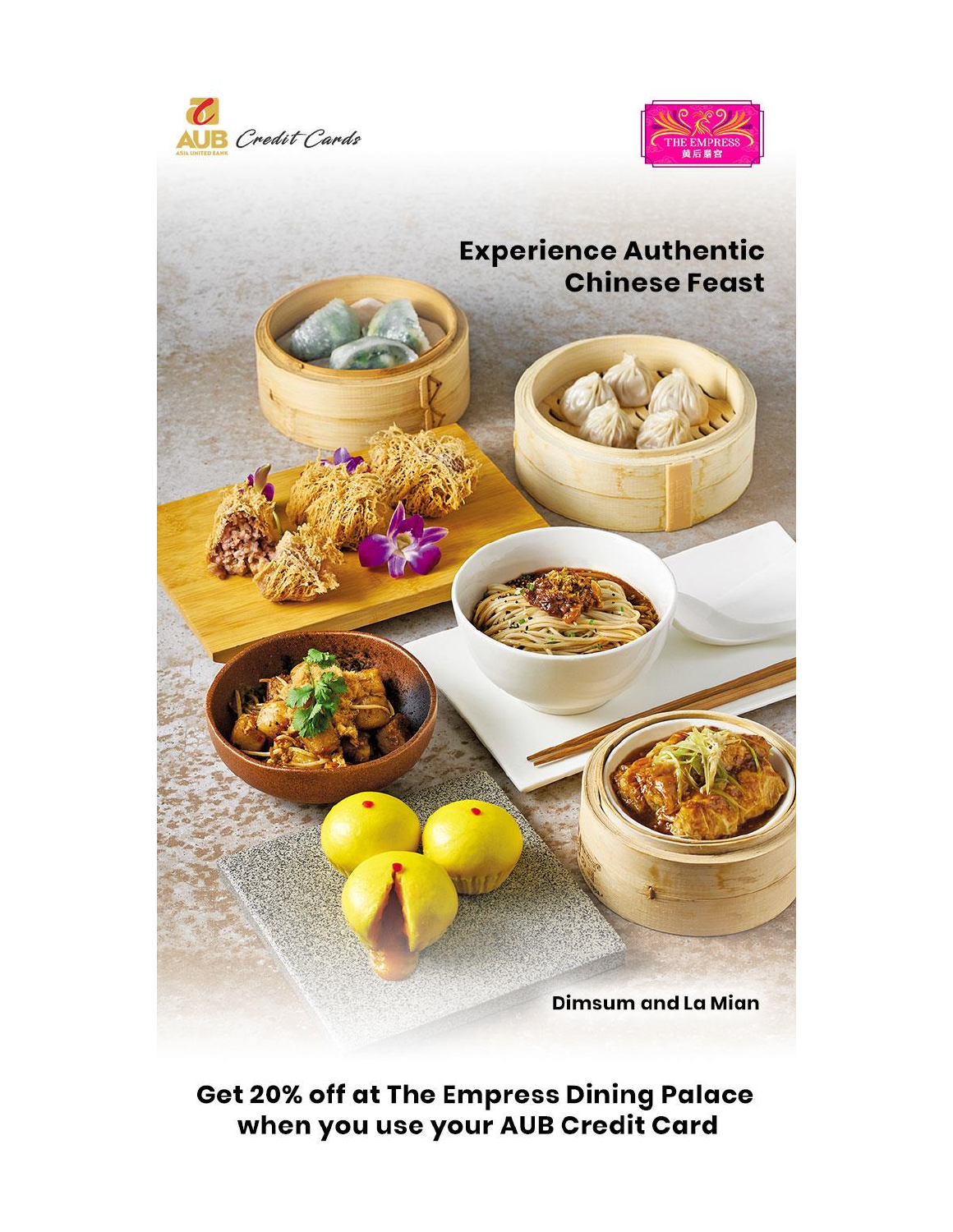AUB Credit Cards

THE EMPRESS 黄后膳宫

# Experience Authentic Chinese Feast

Dimsum and La Mian

**Get 20% off at The Empress Dining Palace when you use your AUB Credit Card**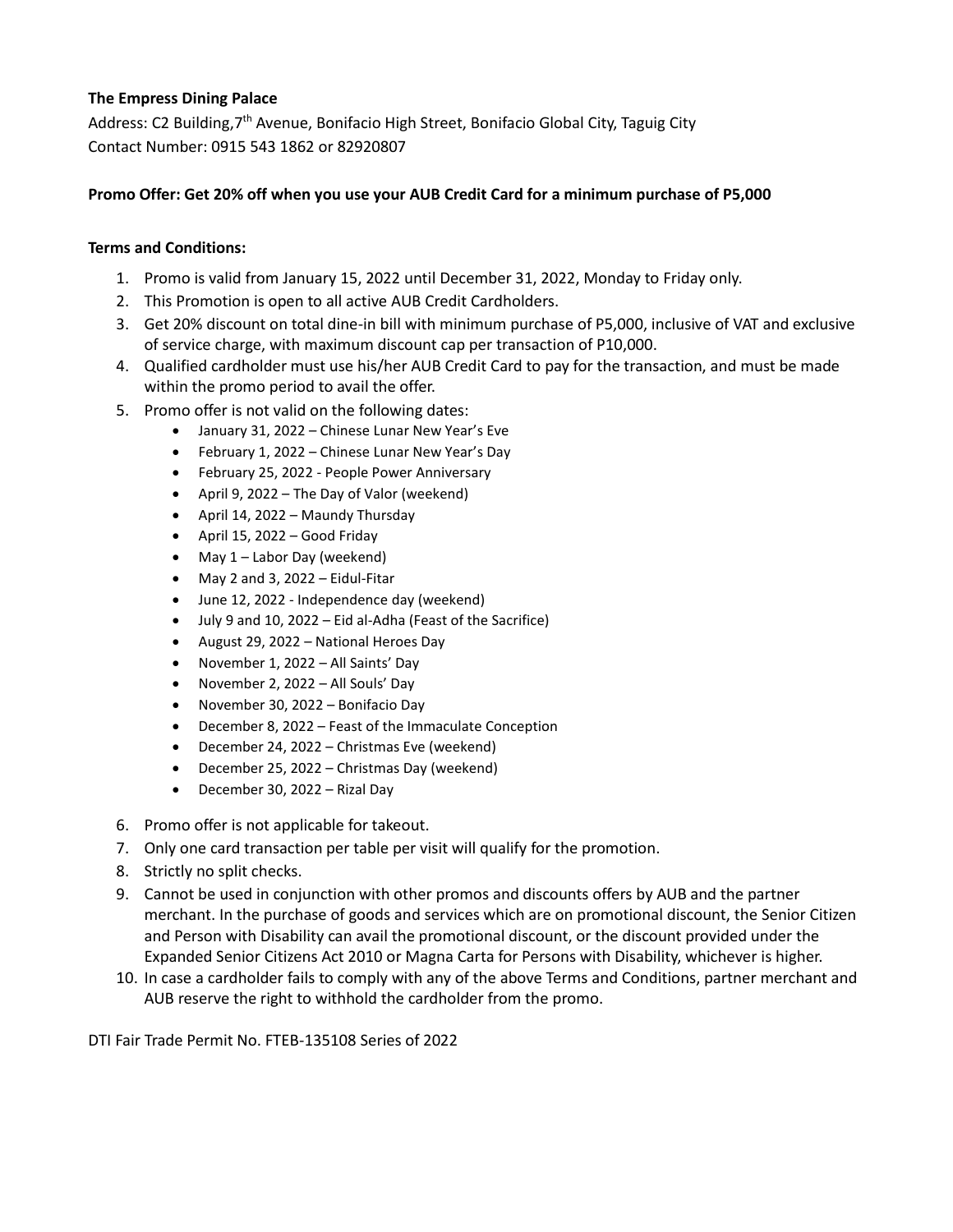**The Empress Dining Palace**

Address: C2 Building,7th Avenue, Bonifacio High Street, Bonifacio Global City, Taguig City
Contact Number: 0915 543 1862 or 82920807

**Promo Offer: Get 20% off when you use your AUB Credit Card for a minimum purchase of P5,000**

**Terms and Conditions:**

1. Promo is valid from January 15, 2022 until December 31, 2022, Monday to Friday only.
2. This Promotion is open to all active AUB Credit Cardholders.
3. Get 20% discount on total dine-in bill with minimum purchase of P5,000, inclusive of VAT and exclusive of service charge, with maximum discount cap per transaction of P10,000.
4. Qualified cardholder must use his/her AUB Credit Card to pay for the transaction, and must be made within the promo period to avail the offer.
5. Promo offer is not valid on the following dates:
   - January 31, 2022 – Chinese Lunar New Year's Eve
   - February 1, 2022 – Chinese Lunar New Year's Day
   - February 25, 2022 - People Power Anniversary
   - April 9, 2022 – The Day of Valor (weekend)
   - April 14, 2022 – Maundy Thursday
   - April 15, 2022 – Good Friday
   - May 1 – Labor Day (weekend)
   - May 2 and 3, 2022 – Eidul-Fitar
   - June 12, 2022 - Independence day (weekend)
   - July 9 and 10, 2022 – Eid al-Adha (Feast of the Sacrifice)
   - August 29, 2022 – National Heroes Day
   - November 1, 2022 – All Saints' Day
   - November 2, 2022 – All Souls' Day
   - November 30, 2022 – Bonifacio Day
   - December 8, 2022 – Feast of the Immaculate Conception
   - December 24, 2022 – Christmas Eve (weekend)
   - December 25, 2022 – Christmas Day (weekend)
   - December 30, 2022 – Rizal Day
6. Promo offer is not applicable for takeout.
7. Only one card transaction per table per visit will qualify for the promotion.
8. Strictly no split checks.
9. Cannot be used in conjunction with other promos and discounts offers by AUB and the partner merchant. In the purchase of goods and services which are on promotional discount, the Senior Citizen and Person with Disability can avail the promotional discount, or the discount provided under the Expanded Senior Citizens Act 2010 or Magna Carta for Persons with Disability, whichever is higher.
10. In case a cardholder fails to comply with any of the above Terms and Conditions, partner merchant and AUB reserve the right to withhold the cardholder from the promo.

DTI Fair Trade Permit No. FTEB-135108 Series of 2022